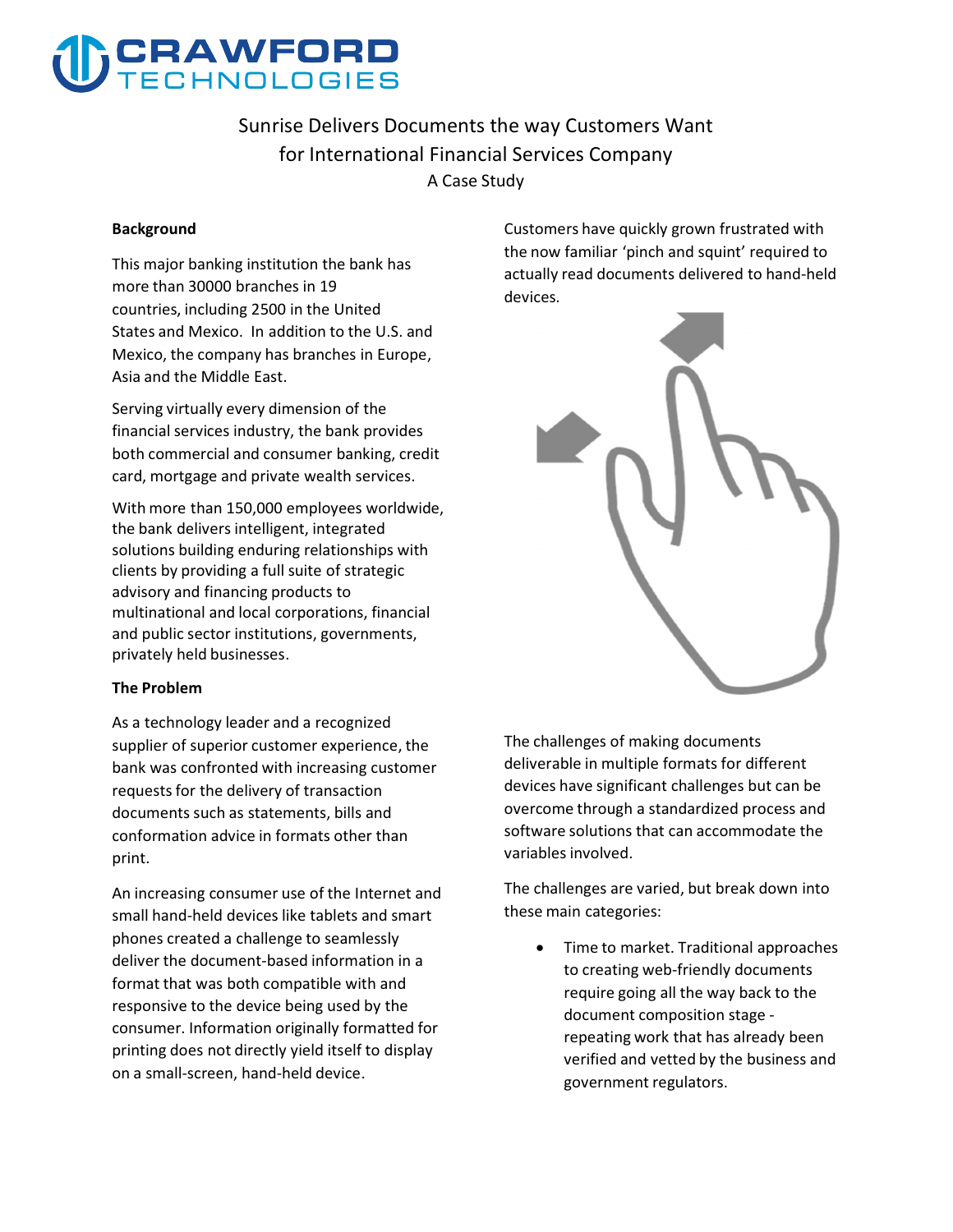# CRAWFORD TECHNOLOGIES

## Sunrise Delivers Documents the way Customers Want for International Financial Services Company

A Case Study

**Background**

This major banking institution the bank has more than 30000 branches in 19 countries, including 2500 in the United States and Mexico. In addition to the U.S. and Mexico, the company has branches in Europe, Asia and the Middle East.

Serving virtually every dimension of the financial services industry, the bank provides both commercial and consumer banking, credit card, mortgage and private wealth services.

With more than 150,000 employees worldwide, the bank delivers intelligent, integrated solutions building enduring relationships with clients by providing a full suite of strategic advisory and financing products to multinational and local corporations, financial and public sector institutions, governments, privately held businesses.

**The Problem**

As a technology leader and a recognized supplier of superior customer experience, the bank was confronted with increasing customer requests for the delivery of transaction documents such as statements, bills and conformation advice in formats other than print.

An increasing consumer use of the Internet and small hand-held devices like tablets and smart phones created a challenge to seamlessly deliver the document-based information in a format that was both compatible with and responsive to the device being used by the consumer. Information originally formatted for printing does not directly yield itself to display on a small-screen, hand-held device.

Customers have quickly grown frustrated with the now familiar 'pinch and squint' required to actually read documents delivered to hand-held devices.

The challenges of making documents deliverable in multiple formats for different devices have significant challenges but can be overcome through a standardized process and software solutions that can accommodate the variables involved.

The challenges are varied, but break down into these main categories:

- Time to market. Traditional approaches to creating web-friendly documents require going all the way back to the document composition stage - repeating work that has already been verified and vetted by the business and government regulators.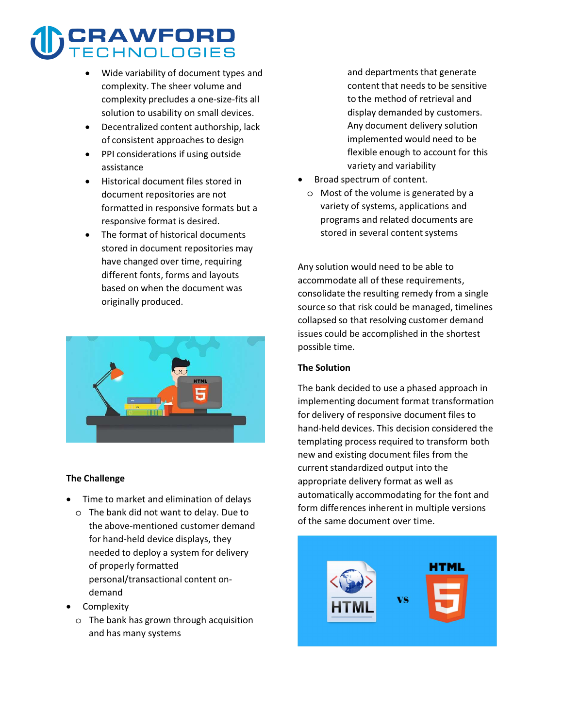- Wide variability of document types and complexity. The sheer volume and complexity precludes a one-size-fits all solution to usability on small devices.
- Decentralized content authorship, lack of consistent approaches to design
- PPI considerations if using outside assistance
- Historical document files stored in document repositories are not formatted in responsive formats but a responsive format is desired.
- The format of historical documents stored in document repositories may have changed over time, requiring different fonts, forms and layouts based on when the document was originally produced.

**The Challenge**

- Time to market and elimination of delays
  - The bank did not want to delay. Due to the above-mentioned customer demand for hand-held device displays, they needed to deploy a system for delivery of properly formatted personal/transactional content on-demand
- Complexity
  - The bank has grown through acquisition and has many systems and departments that generate content that needs to be sensitive to the method of retrieval and display demanded by customers. Any document delivery solution implemented would need to be flexible enough to account for this variety and variability
- Broad spectrum of content.
  - Most of the volume is generated by a variety of systems, applications and programs and related documents are stored in several content systems

Any solution would need to be able to accommodate all of these requirements, consolidate the resulting remedy from a single source so that risk could be managed, timelines collapsed so that resolving customer demand issues could be accomplished in the shortest possible time.

**The Solution**

The bank decided to use a phased approach in implementing document format transformation for delivery of responsive document files to hand-held devices. This decision considered the templating process required to transform both new and existing document files from the current standardized output into the appropriate delivery format as well as automatically accommodating for the font and form differences inherent in multiple versions of the same document over time.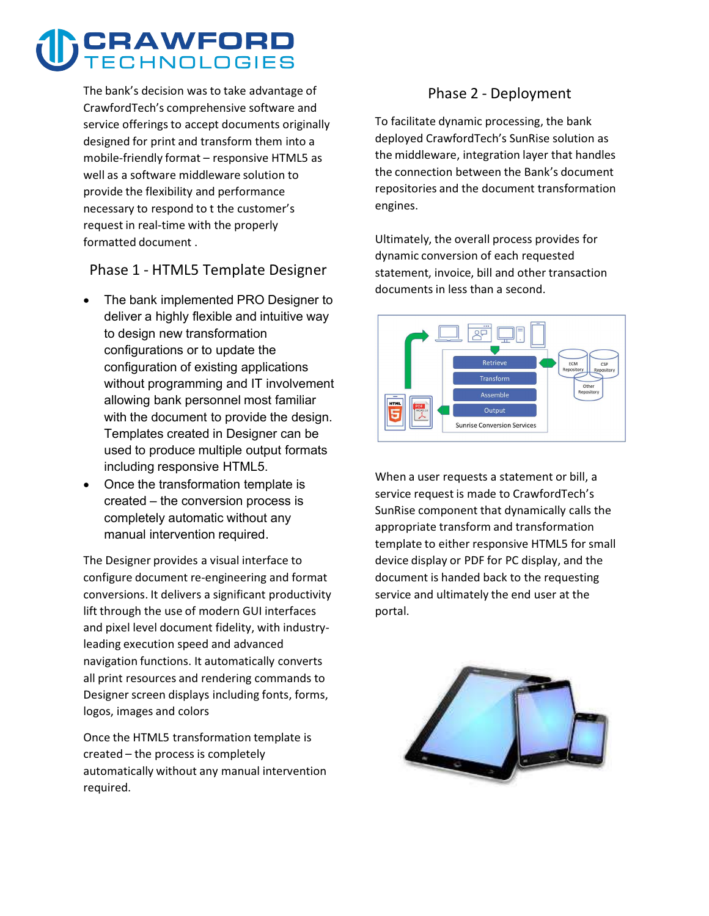The bank's decision was to take advantage of CrawfordTech's comprehensive software and service offerings to accept documents originally designed for print and transform them into a mobile-friendly format – responsive HTML5 as well as a software middleware solution to provide the flexibility and performance necessary to respond to t the customer's request in real-time with the properly formatted document .

## Phase 1 - HTML5 Template Designer

- The bank implemented PRO Designer to deliver a highly flexible and intuitive way to design new transformation configurations or to update the configuration of existing applications without programming and IT involvement allowing bank personnel most familiar with the document to provide the design. Templates created in Designer can be used to produce multiple output formats including responsive HTML5.
- Once the transformation template is created – the conversion process is completely automatic without any manual intervention required.

The Designer provides a visual interface to configure document re-engineering and format conversions. It delivers a significant productivity lift through the use of modern GUI interfaces and pixel level document fidelity, with industry-leading execution speed and advanced navigation functions. It automatically converts all print resources and rendering commands to Designer screen displays including fonts, forms, logos, images and colors

Once the HTML5 transformation template is created – the process is completely automatically without any manual intervention required.

## Phase 2 - Deployment

To facilitate dynamic processing, the bank deployed CrawfordTech's SunRise solution as the middleware, integration layer that handles the connection between the Bank's document repositories and the document transformation engines.

Ultimately, the overall process provides for dynamic conversion of each requested statement, invoice, bill and other transaction documents in less than a second.

When a user requests a statement or bill, a service request is made to CrawfordTech's SunRise component that dynamically calls the appropriate transform and transformation template to either responsive HTML5 for small device display or PDF for PC display, and the document is handed back to the requesting service and ultimately the end user at the portal.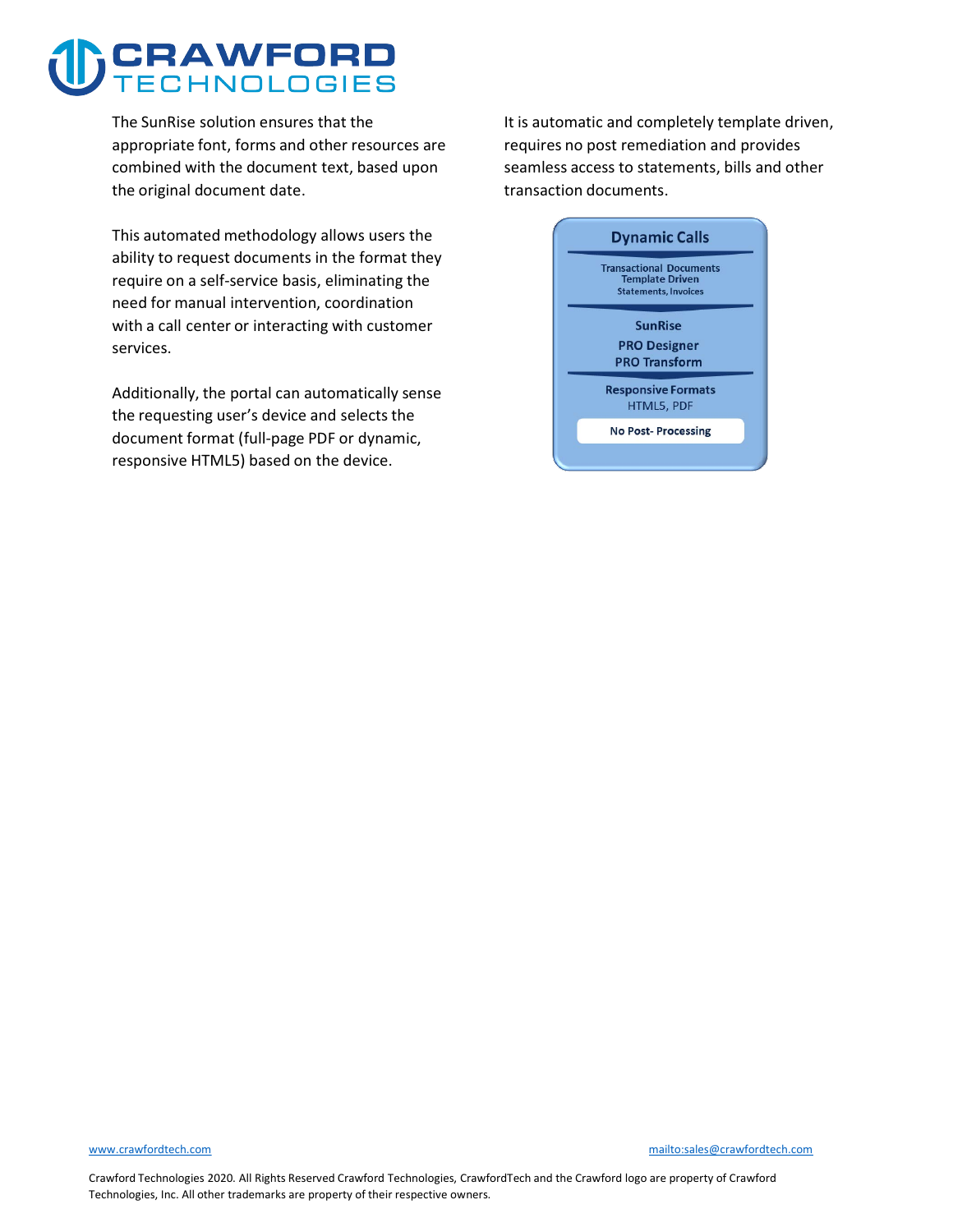The SunRise solution ensures that the appropriate font, forms and other resources are combined with the document text, based upon the original document date.

This automated methodology allows users the ability to request documents in the format they require on a self-service basis, eliminating the need for manual intervention, coordination with a call center or interacting with customer services.

Additionally, the portal can automatically sense the requesting user's device and selects the document format (full-page PDF or dynamic, responsive HTML5) based on the device.

It is automatic and completely template driven, requires no post remediation and provides seamless access to statements, bills and other transaction documents.

**Dynamic Calls**

Transactional Documents
Template Driven
Statements, Invoices

**SunRise**
**PRO Designer**
**PRO Transform**

**Responsive Formats**
HTML5, PDF

**No Post- Processing**

www.crawfordtech.com

mailto:sales@crawfordtech.com

Crawford Technologies 2020. All Rights Reserved Crawford Technologies, CrawfordTech and the Crawford logo are property of Crawford Technologies, Inc. All other trademarks are property of their respective owners.